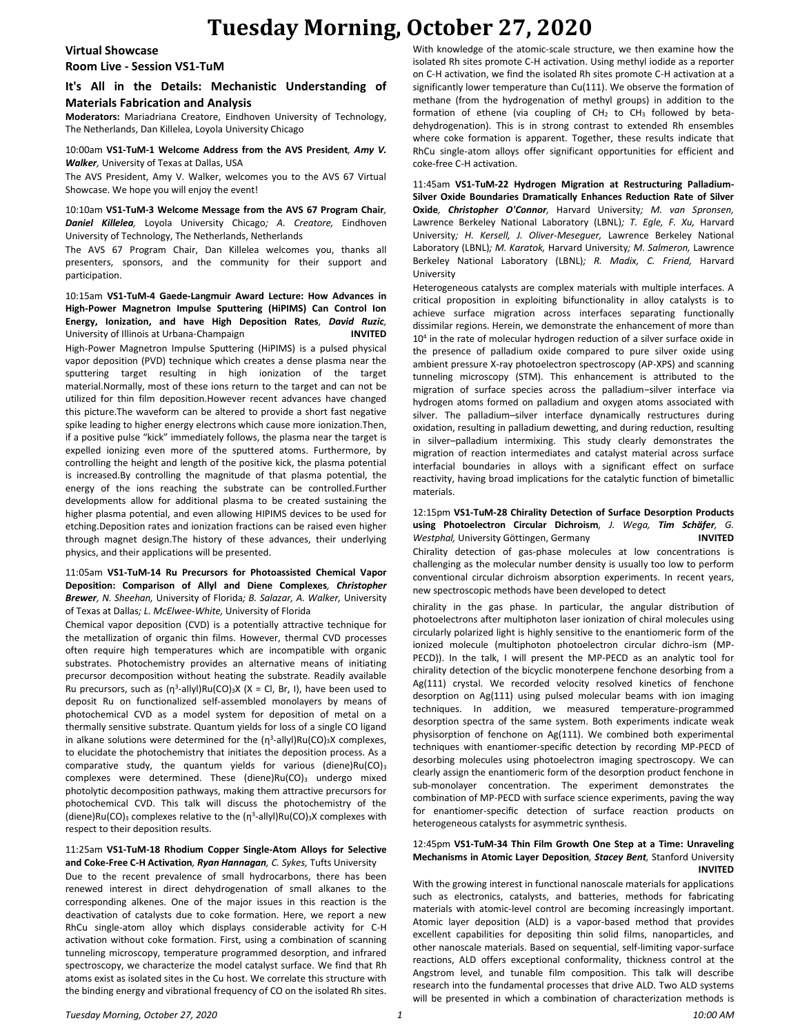# Tuesday Morning, October 27, 2020

## Virtual Showcase
## Room Live - Session VS1-TuM

### It's All in the Details: Mechanistic Understanding of Materials Fabrication and Analysis

**Moderators:** Mariadriana Creatore, Eindhoven University of Technology, The Netherlands, Dan Killelea, Loyola University Chicago

10:00am **VS1-TuM-1 Welcome Address from the AVS President**, ***Amy V. Walker***, University of Texas at Dallas, USA

The AVS President, Amy V. Walker, welcomes you to the AVS 67 Virtual Showcase. We hope you will enjoy the event!

10:10am **VS1-TuM-3 Welcome Message from the AVS 67 Program Chair**, ***Daniel Killelea***, Loyola University Chicago; *A. Creatore,* Eindhoven University of Technology, The Netherlands, Netherlands

The AVS 67 Program Chair, Dan Killelea welcomes you, thanks all presenters, sponsors, and the community for their support and participation.

10:15am **VS1-TuM-4 Gaede-Langmuir Award Lecture: How Advances in High-Power Magnetron Impulse Sputtering (HiPIMS) Can Control Ion Energy, Ionization, and have High Deposition Rates**, ***David Ruzic***, University of Illinois at Urbana-Champaign **INVITED**

High-Power Magnetron Impulse Sputtering (HiPIMS) is a pulsed physical vapor deposition (PVD) technique which creates a dense plasma near the sputtering target resulting in high ionization of the target material.Normally, most of these ions return to the target and can not be utilized for thin film deposition.However recent advances have changed this picture.The waveform can be altered to provide a short fast negative spike leading to higher energy electrons which cause more ionization.Then, if a positive pulse "kick" immediately follows, the plasma near the target is expelled ionizing even more of the sputtered atoms. Furthermore, by controlling the height and length of the positive kick, the plasma potential is increased.By controlling the magnitude of that plasma potential, the energy of the ions reaching the substrate can be controlled.Further developments allow for additional plasma to be created sustaining the higher plasma potential, and even allowing HIPIMS devices to be used for etching.Deposition rates and ionization fractions can be raised even higher through magnet design.The history of these advances, their underlying physics, and their applications will be presented.

11:05am **VS1-TuM-14 Ru Precursors for Photoassisted Chemical Vapor Deposition: Comparison of Allyl and Diene Complexes**, ***Christopher Brewer***, *N. Sheehan,* University of Florida; *B. Salazar, A. Walker,* University of Texas at Dallas; *L. McElwee-White,* University of Florida

Chemical vapor deposition (CVD) is a potentially attractive technique for the metallization of organic thin films. However, thermal CVD processes often require high temperatures which are incompatible with organic substrates. Photochemistry provides an alternative means of initiating precursor decomposition without heating the substrate. Readily available Ru precursors, such as ($\eta^3$-allyl)Ru(CO)$_3$X (X = Cl, Br, I), have been used to deposit Ru on functionalized self-assembled monolayers by means of photochemical CVD as a model system for deposition of metal on a thermally sensitive substrate. Quantum yields for loss of a single CO ligand in alkane solutions were determined for the ($\eta^3$-allyl)Ru(CO)$_3$X complexes, to elucidate the photochemistry that initiates the deposition process. As a comparative study, the quantum yields for various (diene)Ru(CO)$_3$ complexes were determined. These (diene)Ru(CO)$_3$ undergo mixed photolytic decomposition pathways, making them attractive precursors for photochemical CVD. This talk will discuss the photochemistry of the (diene)Ru(CO)$_3$ complexes relative to the ($\eta^3$-allyl)Ru(CO)$_3$X complexes with respect to their deposition results.

11:25am **VS1-TuM-18 Rhodium Copper Single-Atom Alloys for Selective and Coke-Free C-H Activation**, ***Ryan Hannagan***, *C. Sykes,* Tufts University

Due to the recent prevalence of small hydrocarbons, there has been renewed interest in direct dehydrogenation of small alkanes to the corresponding alkenes. One of the major issues in this reaction is the deactivation of catalysts due to coke formation. Here, we report a new RhCu single-atom alloy which displays considerable activity for C-H activation without coke formation. First, using a combination of scanning tunneling microscopy, temperature programmed desorption, and infrared spectroscopy, we characterize the model catalyst surface. We find that Rh atoms exist as isolated sites in the Cu host. We correlate this structure with the binding energy and vibrational frequency of CO on the isolated Rh sites. With knowledge of the atomic-scale structure, we then examine how the isolated Rh sites promote C-H activation. Using methyl iodide as a reporter on C-H activation, we find the isolated Rh sites promote C-H activation at a significantly lower temperature than Cu(111). We observe the formation of methane (from the hydrogenation of methyl groups) in addition to the formation of ethene (via coupling of $CH_2$ to $CH_3$ followed by beta-dehydrogenation). This is in strong contrast to extended Rh ensembles where coke formation is apparent. Together, these results indicate that RhCu single-atom alloys offer significant opportunities for efficient and coke-free C-H activation.

11:45am **VS1-TuM-22 Hydrogen Migration at Restructuring Palladium-Silver Oxide Boundaries Dramatically Enhances Reduction Rate of Silver Oxide**, ***Christopher O'Connor***, Harvard University; *M. van Spronsen,* Lawrence Berkeley National Laboratory (LBNL); *T. Egle, F. Xu,* Harvard University; *H. Kersell, J. Oliver-Meseguer,* Lawrence Berkeley National Laboratory (LBNL); *M. Karatok,* Harvard University; *M. Salmeron,* Lawrence Berkeley National Laboratory (LBNL); *R. Madix, C. Friend,* Harvard University

Heterogeneous catalysts are complex materials with multiple interfaces. A critical proposition in exploiting bifunctionality in alloy catalysts is to achieve surface migration across interfaces separating functionally dissimilar regions. Herein, we demonstrate the enhancement of more than $10^4$ in the rate of molecular hydrogen reduction of a silver surface oxide in the presence of palladium oxide compared to pure silver oxide using ambient pressure X-ray photoelectron spectroscopy (AP-XPS) and scanning tunneling microscopy (STM). This enhancement is attributed to the migration of surface species across the palladium−silver interface via hydrogen atoms formed on palladium and oxygen atoms associated with silver. The palladium–silver interface dynamically restructures during oxidation, resulting in palladium dewetting, and during reduction, resulting in silver–palladium intermixing. This study clearly demonstrates the migration of reaction intermediates and catalyst material across surface interfacial boundaries in alloys with a significant effect on surface reactivity, having broad implications for the catalytic function of bimetallic materials.

12:15pm **VS1-TuM-28 Chirality Detection of Surface Desorption Products using Photoelectron Circular Dichroism**, *J. Wega,* ***Tim Schäfer***, *G. Westphal,* University Göttingen, Germany **INVITED**

Chirality detection of gas-phase molecules at low concentrations is challenging as the molecular number density is usually too low to perform conventional circular dichroism absorption experiments. In recent years, new spectroscopic methods have been developed to detect chirality in the gas phase. In particular, the angular distribution of photoelectrons after multiphoton laser ionization of chiral molecules using circularly polarized light is highly sensitive to the enantiomeric form of the ionized molecule (multiphoton photoelectron circular dichro-ism (MP-PECD)). In the talk, I will present the MP-PECD as an analytic tool for chirality detection of the bicyclic monoterpene fenchone desorbing from a Ag(111) crystal. We recorded velocity resolved kinetics of fenchone desorption on Ag(111) using pulsed molecular beams with ion imaging techniques. In addition, we measured temperature-programmed desorption spectra of the same system. Both experiments indicate weak physisorption of fenchone on Ag(111). We combined both experimental techniques with enantiomer-specific detection by recording MP-PECD of desorbing molecules using photoelectron imaging spectroscopy. We can clearly assign the enantiomeric form of the desorption product fenchone in sub-monolayer concentration. The experiment demonstrates the combination of MP-PECD with surface science experiments, paving the way for enantiomer-specific detection of surface reaction products on heterogeneous catalysts for asymmetric synthesis.

12:45pm **VS1-TuM-34 Thin Film Growth One Step at a Time: Unraveling Mechanisms in Atomic Layer Deposition**, ***Stacey Bent***, Stanford University **INVITED**

With the growing interest in functional nanoscale materials for applications such as electronics, catalysts, and batteries, methods for fabricating materials with atomic-level control are becoming increasingly important. Atomic layer deposition (ALD) is a vapor-based method that provides excellent capabilities for depositing thin solid films, nanoparticles, and other nanoscale materials. Based on sequential, self-limiting vapor-surface reactions, ALD offers exceptional conformality, thickness control at the Angstrom level, and tunable film composition. This talk will describe research into the fundamental processes that drive ALD. Two ALD systems will be presented in which a combination of characterization methods is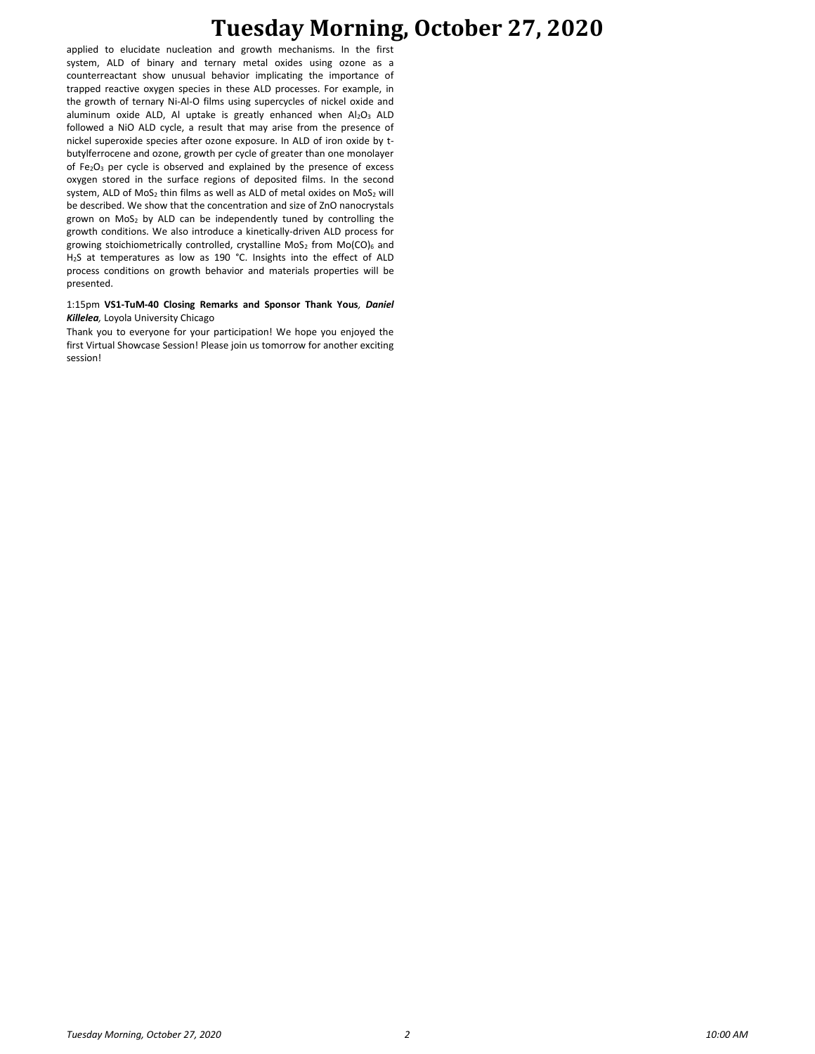applied to elucidate nucleation and growth mechanisms. In the first system, ALD of binary and ternary metal oxides using ozone as a counterreactant show unusual behavior implicating the importance of trapped reactive oxygen species in these ALD processes. For example, in the growth of ternary Ni-Al-O films using supercycles of nickel oxide and aluminum oxide ALD, Al uptake is greatly enhanced when $Al_2O_3$ ALD followed a NiO ALD cycle, a result that may arise from the presence of nickel superoxide species after ozone exposure. In ALD of iron oxide by t-butylferrocene and ozone, growth per cycle of greater than one monolayer of $Fe_2O_3$ per cycle is observed and explained by the presence of excess oxygen stored in the surface regions of deposited films. In the second system, ALD of $MoS_2$ thin films as well as ALD of metal oxides on $MoS_2$ will be described. We show that the concentration and size of ZnO nanocrystals grown on $MoS_2$ by ALD can be independently tuned by controlling the growth conditions. We also introduce a kinetically-driven ALD process for growing stoichiometrically controlled, crystalline $MoS_2$ from $Mo(CO)_6$ and $H_2S$ at temperatures as low as 190 °C. Insights into the effect of ALD process conditions on growth behavior and materials properties will be presented.

1:15pm **VS1-TuM-40 Closing Remarks and Sponsor Thank Yous**, ***Daniel Killelea***, Loyola University Chicago

Thank you to everyone for your participation! We hope you enjoyed the first Virtual Showcase Session! Please join us tomorrow for another exciting session!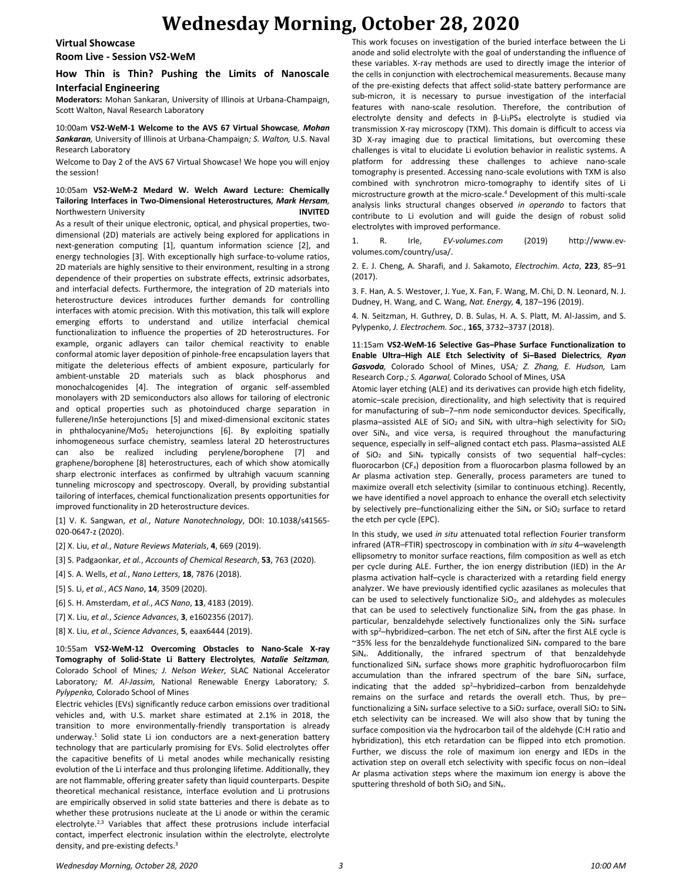# Wednesday Morning, October 28, 2020

## Virtual Showcase
## Room Live - Session VS2-WeM

### How Thin is Thin? Pushing the Limits of Nanoscale Interfacial Engineering

**Moderators:** Mohan Sankaran, University of Illinois at Urbana-Champaign, Scott Walton, Naval Research Laboratory

10:00am **VS2-WeM-1 Welcome to the AVS 67 Virtual Showcase**, ***Mohan Sankaran***, University of Illinois at Urbana-Champaign*; S. Walton,* U.S. Naval Research Laboratory

Welcome to Day 2 of the AVS 67 Virtual Showcase! We hope you will enjoy the session!

10:05am **VS2-WeM-2 Medard W. Welch Award Lecture: Chemically Tailoring Interfaces in Two-Dimensional Heterostructures**, ***Mark Hersam***, Northwestern University **INVITED**

As a result of their unique electronic, optical, and physical properties, two-dimensional (2D) materials are actively being explored for applications in next-generation computing [1], quantum information science [2], and energy technologies [3]. With exceptionally high surface-to-volume ratios, 2D materials are highly sensitive to their environment, resulting in a strong dependence of their properties on substrate effects, extrinsic adsorbates, and interfacial defects. Furthermore, the integration of 2D materials into heterostructure devices introduces further demands for controlling interfaces with atomic precision. With this motivation, this talk will explore emerging efforts to understand and utilize interfacial chemical functionalization to influence the properties of 2D heterostructures. For example, organic adlayers can tailor chemical reactivity to enable conformal atomic layer deposition of pinhole-free encapsulation layers that mitigate the deleterious effects of ambient exposure, particularly for ambient-unstable 2D materials such as black phosphorus and monochalcogenides [4]. The integration of organic self-assembled monolayers with 2D semiconductors also allows for tailoring of electronic and optical properties such as photoinduced charge separation in fullerene/InSe heterojunctions [5] and mixed-dimensional excitonic states in phthalocyanine/$MoS_2$ heterojunctions [6]. By exploiting spatially inhomogeneous surface chemistry, seamless lateral 2D heterostructures can also be realized including perylene/borophene [7] and graphene/borophene [8] heterostructures, each of which show atomically sharp electronic interfaces as confirmed by ultrahigh vacuum scanning tunneling microscopy and spectroscopy. Overall, by providing substantial tailoring of interfaces, chemical functionalization presents opportunities for improved functionality in 2D heterostructure devices.

[1] V. K. Sangwan, *et al.*, *Nature Nanotechnology*, DOI: 10.1038/s41565-020-0647-z (2020).

[2] X. Liu, *et al.*, *Nature Reviews Materials*, **4**, 669 (2019).

[3] S. Padgaonkar, *et al.*, *Accounts of Chemical Research*, **53**, 763 (2020).

[4] S. A. Wells, *et al.*, *Nano Letters*, **18**, 7876 (2018).

[5] S. Li, *et al.*, *ACS Nano*, **14**, 3509 (2020).

[6] S. H. Amsterdam, *et al.*, *ACS Nano*, **13**, 4183 (2019).

[7] X. Liu, *et al.*, *Science Advances*, **3**, e1602356 (2017).

[8] X. Liu, *et al.*, *Science Advances*, **5**, eaax6444 (2019).

10:55am **VS2-WeM-12 Overcoming Obstacles to Nano-Scale X-ray Tomography of Solid-State Li Battery Electrolytes**, ***Natalie Seitzman***, Colorado School of Mines*; J. Nelson Weker,* SLAC National Accelerator Laboratory*; M. Al-Jassim,* National Renewable Energy Laboratory*; S. Pylypenko,* Colorado School of Mines

Electric vehicles (EVs) significantly reduce carbon emissions over traditional vehicles and, with U.S. market share estimated at 2.1% in 2018, the transition to more environmentally-friendly transportation is already underway.[1] Solid state Li ion conductors are a next-generation battery technology that are particularly promising for EVs. Solid electrolytes offer the capacitive benefits of Li metal anodes while mechanically resisting evolution of the Li interface and thus prolonging lifetime. Additionally, they are not flammable, offering greater safety than liquid counterparts. Despite theoretical mechanical resistance, interface evolution and Li protrusions are empirically observed in solid state batteries and there is debate as to whether these protrusions nucleate at the Li anode or within the ceramic electrolyte.[2,3] Variables that affect these protrusions include interfacial contact, imperfect electronic insulation within the electrolyte, electrolyte density, and pre-existing defects.[3]

This work focuses on investigation of the buried interface between the Li anode and solid electrolyte with the goal of understanding the influence of these variables. X-ray methods are used to directly image the interior of the cells in conjunction with electrochemical measurements. Because many of the pre-existing defects that affect solid-state battery performance are sub-micron, it is necessary to pursue investigation of the interfacial features with nano-scale resolution. Therefore, the contribution of electrolyte density and defects in β-$Li_3PS_4$ electrolyte is studied via transmission X-ray microscopy (TXM). This domain is difficult to access via 3D X-ray imaging due to practical limitations, but overcoming these challenges is vital to elucidate Li evolution behavior in realistic systems. A platform for addressing these challenges to achieve nano-scale tomography is presented. Accessing nano-scale evolutions with TXM is also combined with synchrotron micro-tomography to identify sites of Li microstructure growth at the micro-scale.[4] Development of this multi-scale analysis links structural changes observed *in operando* to factors that contribute to Li evolution and will guide the design of robust solid electrolytes with improved performance.

1. R. Irle, *EV-volumes.com* (2019) http://www.ev-volumes.com/country/usa/.

2. E. J. Cheng, A. Sharafi, and J. Sakamoto, *Electrochim. Acta*, **223**, 85–91 (2017).

3. F. Han, A. S. Westover, J. Yue, X. Fan, F. Wang, M. Chi, D. N. Leonard, N. J. Dudney, H. Wang, and C. Wang, *Nat. Energy*, **4**, 187–196 (2019).

4. N. Seitzman, H. Guthrey, D. B. Sulas, H. A. S. Platt, M. Al-Jassim, and S. Pylypenko, *J. Electrochem. Soc.*, **165**, 3732–3737 (2018).

11:15am **VS2-WeM-16 Selective Gas–Phase Surface Functionalization to Enable Ultra–High ALE Etch Selectivity of Si–Based Dielectrics**, ***Ryan Gasvoda***, Colorado School of Mines, USA*; Z. Zhang, E. Hudson,* Lam Research Corp.*; S. Agarwal,* Colorado School of Mines, USA

Atomic layer etching (ALE) and its derivatives can provide high etch fidelity, atomic–scale precision, directionality, and high selectivity that is required for manufacturing of sub–7–nm node semiconductor devices. Specifically, plasma–assisted ALE of $SiO_2$ and $SiN_x$ with ultra–high selectivity for $SiO_2$ over $SiN_x$, and vice versa, is required throughout the manufacturing sequence, especially in self–aligned contact etch pass. Plasma–assisted ALE of $SiO_2$ and $SiN_x$ typically consists of two sequential half–cycles: fluorocarbon ($CF_x$) deposition from a fluorocarbon plasma followed by an Ar plasma activation step. Generally, process parameters are tuned to maximize overall etch selectivity (similar to continuous etching). Recently, we have identified a novel approach to enhance the overall etch selectivity by selectively pre–functionalizing either the $SiN_x$ or $SiO_2$ surface to retard the etch per cycle (EPC).

In this study, we used *in situ* attenuated total reflection Fourier transform infrared (ATR–FTIR) spectroscopy in combination with *in situ* 4–wavelength ellipsometry to monitor surface reactions, film composition as well as etch per cycle during ALE. Further, the ion energy distribution (IED) in the Ar plasma activation half–cycle is characterized with a retarding field energy analyzer. We have previously identified cyclic azasilanes as molecules that can be used to selectively functionalize $SiO_2$, and aldehydes as molecules that can be used to selectively functionalize $SiN_x$ from the gas phase. In particular, benzaldehyde selectively functionalizes only the $SiN_x$ surface with $sp^2$–hybridized–carbon. The net etch of $SiN_x$ after the first ALE cycle is ~35% less for the benzaldehyde functionalized $SiN_x$ compared to the bare $SiN_x$. Additionally, the infrared spectrum of that benzaldehyde functionalized $SiN_x$ surface shows more graphitic hydrofluorocarbon film accumulation than the infrared spectrum of the bare $SiN_x$ surface, indicating that the added $sp^2$–hybridized–carbon from benzaldehyde remains on the surface and retards the overall etch. Thus, by pre–functionalizing a $SiN_x$ surface selective to a $SiO_2$ surface, overall $SiO_2$ to $SiN_x$ etch selectivity can be increased. We will also show that by tuning the surface composition via the hydrocarbon tail of the aldehyde (C:H ratio and hybridization), this etch retardation can be flipped into etch promotion. Further, we discuss the role of maximum ion energy and IEDs in the activation step on overall etch selectivity with specific focus on non–ideal Ar plasma activation steps where the maximum ion energy is above the sputtering threshold of both $SiO_2$ and $SiN_x$.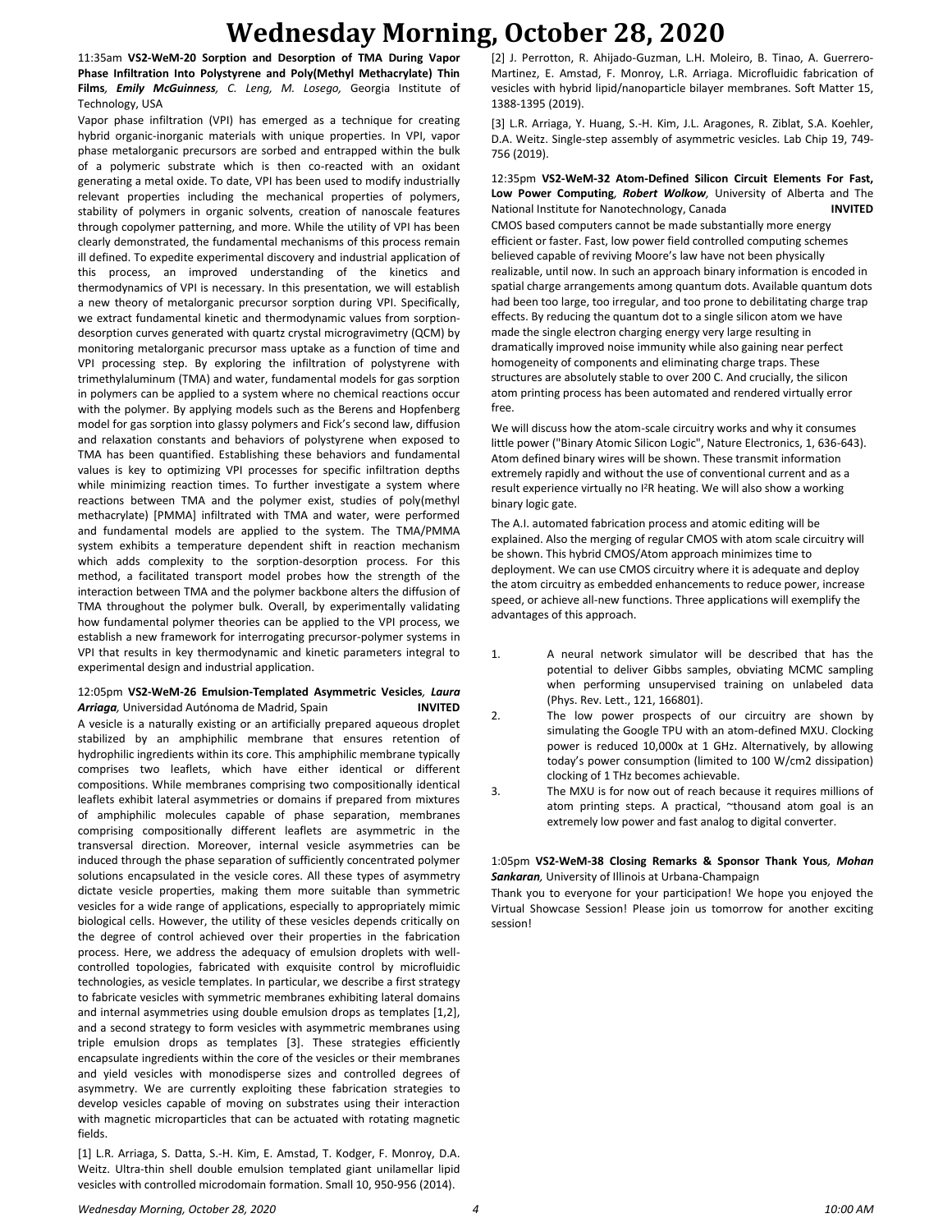11:35am **VS2-WeM-20 Sorption and Desorption of TMA During Vapor Phase Infiltration Into Polystyrene and Poly(Methyl Methacrylate) Thin Films**, ***Emily McGuinness**, C. Leng, M. Losego,* Georgia Institute of Technology, USA

Vapor phase infiltration (VPI) has emerged as a technique for creating hybrid organic-inorganic materials with unique properties. In VPI, vapor phase metalorganic precursors are sorbed and entrapped within the bulk of a polymeric substrate which is then co-reacted with an oxidant generating a metal oxide. To date, VPI has been used to modify industrially relevant properties including the mechanical properties of polymers, stability of polymers in organic solvents, creation of nanoscale features through copolymer patterning, and more. While the utility of VPI has been clearly demonstrated, the fundamental mechanisms of this process remain ill defined. To expedite experimental discovery and industrial application of this process, an improved understanding of the kinetics and thermodynamics of VPI is necessary. In this presentation, we will establish a new theory of metalorganic precursor sorption during VPI. Specifically, we extract fundamental kinetic and thermodynamic values from sorption-desorption curves generated with quartz crystal microgravimetry (QCM) by monitoring metalorganic precursor mass uptake as a function of time and VPI processing step. By exploring the infiltration of polystyrene with trimethylaluminum (TMA) and water, fundamental models for gas sorption in polymers can be applied to a system where no chemical reactions occur with the polymer. By applying models such as the Berens and Hopfenberg model for gas sorption into glassy polymers and Fick's second law, diffusion and relaxation constants and behaviors of polystyrene when exposed to TMA has been quantified. Establishing these behaviors and fundamental values is key to optimizing VPI processes for specific infiltration depths while minimizing reaction times. To further investigate a system where reactions between TMA and the polymer exist, studies of poly(methyl methacrylate) [PMMA] infiltrated with TMA and water, were performed and fundamental models are applied to the system. The TMA/PMMA system exhibits a temperature dependent shift in reaction mechanism which adds complexity to the sorption-desorption process. For this method, a facilitated transport model probes how the strength of the interaction between TMA and the polymer backbone alters the diffusion of TMA throughout the polymer bulk. Overall, by experimentally validating how fundamental polymer theories can be applied to the VPI process, we establish a new framework for interrogating precursor-polymer systems in VPI that results in key thermodynamic and kinetic parameters integral to experimental design and industrial application.

12:05pm **VS2-WeM-26 Emulsion-Templated Asymmetric Vesicles**, ***Laura Arriaga**,* Universidad Autónoma de Madrid, Spain **INVITED**

A vesicle is a naturally existing or an artificially prepared aqueous droplet stabilized by an amphiphilic membrane that ensures retention of hydrophilic ingredients within its core. This amphiphilic membrane typically comprises two leaflets, which have either identical or different compositions. While membranes comprising two compositionally identical leaflets exhibit lateral asymmetries or domains if prepared from mixtures of amphiphilic molecules capable of phase separation, membranes comprising compositionally different leaflets are asymmetric in the transversal direction. Moreover, internal vesicle asymmetries can be induced through the phase separation of sufficiently concentrated polymer solutions encapsulated in the vesicle cores. All these types of asymmetry dictate vesicle properties, making them more suitable than symmetric vesicles for a wide range of applications, especially to appropriately mimic biological cells. However, the utility of these vesicles depends critically on the degree of control achieved over their properties in the fabrication process. Here, we address the adequacy of emulsion droplets with well-controlled topologies, fabricated with exquisite control by microfluidic technologies, as vesicle templates. In particular, we describe a first strategy to fabricate vesicles with symmetric membranes exhibiting lateral domains and internal asymmetries using double emulsion drops as templates [1,2], and a second strategy to form vesicles with asymmetric membranes using triple emulsion drops as templates [3]. These strategies efficiently encapsulate ingredients within the core of the vesicles or their membranes and yield vesicles with monodisperse sizes and controlled degrees of asymmetry. We are currently exploiting these fabrication strategies to develop vesicles capable of moving on substrates using their interaction with magnetic microparticles that can be actuated with rotating magnetic fields.

[1] L.R. Arriaga, S. Datta, S.-H. Kim, E. Amstad, T. Kodger, F. Monroy, D.A. Weitz. Ultra-thin shell double emulsion templated giant unilamellar lipid vesicles with controlled microdomain formation. Small 10, 950-956 (2014).

[2] J. Perrotton, R. Ahijado-Guzman, L.H. Moleiro, B. Tinao, A. Guerrero-Martinez, E. Amstad, F. Monroy, L.R. Arriaga. Microfluidic fabrication of vesicles with hybrid lipid/nanoparticle bilayer membranes. Soft Matter 15, 1388-1395 (2019).

[3] L.R. Arriaga, Y. Huang, S.-H. Kim, J.L. Aragones, R. Ziblat, S.A. Koehler, D.A. Weitz. Single-step assembly of asymmetric vesicles. Lab Chip 19, 749-756 (2019).

12:35pm **VS2-WeM-32 Atom-Defined Silicon Circuit Elements For Fast, Low Power Computing**, ***Robert Wolkow**,* University of Alberta and The National Institute for Nanotechnology, Canada **INVITED**

CMOS based computers cannot be made substantially more energy efficient or faster. Fast, low power field controlled computing schemes believed capable of reviving Moore's law have not been physically realizable, until now. In such an approach binary information is encoded in spatial charge arrangements among quantum dots. Available quantum dots had been too large, too irregular, and too prone to debilitating charge trap effects. By reducing the quantum dot to a single silicon atom we have made the single electron charging energy very large resulting in dramatically improved noise immunity while also gaining near perfect homogeneity of components and eliminating charge traps. These structures are absolutely stable to over 200 C. And crucially, the silicon atom printing process has been automated and rendered virtually error free.

We will discuss how the atom-scale circuitry works and why it consumes little power ("Binary Atomic Silicon Logic", Nature Electronics, 1, 636-643). Atom defined binary wires will be shown. These transmit information extremely rapidly and without the use of conventional current and as a result experience virtually no $I^2R$ heating. We will also show a working binary logic gate.

The A.I. automated fabrication process and atomic editing will be explained. Also the merging of regular CMOS with atom scale circuitry will be shown. This hybrid CMOS/Atom approach minimizes time to deployment. We can use CMOS circuitry where it is adequate and deploy the atom circuitry as embedded enhancements to reduce power, increase speed, or achieve all-new functions. Three applications will exemplify the advantages of this approach.

1. A neural network simulator will be described that has the potential to deliver Gibbs samples, obviating MCMC sampling when performing unsupervised training on unlabeled data (Phys. Rev. Lett., 121, 166801).
2. The low power prospects of our circuitry are shown by simulating the Google TPU with an atom-defined MXU. Clocking power is reduced 10,000x at 1 GHz. Alternatively, by allowing today's power consumption (limited to 100 W/cm2 dissipation) clocking of 1 THz becomes achievable.
3. The MXU is for now out of reach because it requires millions of atom printing steps. A practical, ~thousand atom goal is an extremely low power and fast analog to digital converter.

1:05pm **VS2-WeM-38 Closing Remarks & Sponsor Thank Yous**, ***Mohan Sankaran**,* University of Illinois at Urbana-Champaign

Thank you to everyone for your participation! We hope you enjoyed the Virtual Showcase Session! Please join us tomorrow for another exciting session!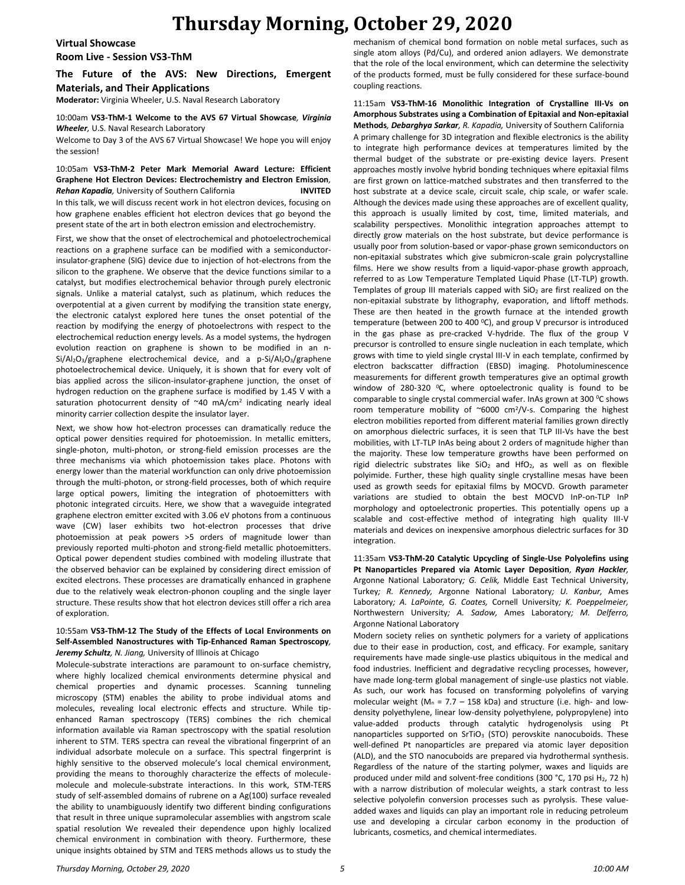# Thursday Morning, October 29, 2020

**Virtual Showcase**
**Room Live - Session VS3-ThM**

## The Future of the AVS: New Directions, Emergent Materials, and Their Applications

**Moderator:** Virginia Wheeler, U.S. Naval Research Laboratory

10:00am **VS3-ThM-1 Welcome to the AVS 67 Virtual Showcase**, ***Virginia Wheeler***, U.S. Naval Research Laboratory

Welcome to Day 3 of the AVS 67 Virtual Showcase! We hope you will enjoy the session!

10:05am **VS3-ThM-2 Peter Mark Memorial Award Lecture: Efficient Graphene Hot Electron Devices: Electrochemistry and Electron Emission**, ***Rehan Kapadia***, University of Southern California **INVITED**

In this talk, we will discuss recent work in hot electron devices, focusing on how graphene enables efficient hot electron devices that go beyond the present state of the art in both electron emission and electrochemistry.

First, we show that the onset of electrochemical and photoelectrochemical reactions on a graphene surface can be modified with a semiconductor-insulator-graphene (SIG) device due to injection of hot-electrons from the silicon to the graphene. We observe that the device functions similar to a catalyst, but modifies electrochemical behavior through purely electronic signals. Unlike a material catalyst, such as platinum, which reduces the overpotential at a given current by modifying the transition state energy, the electronic catalyst explored here tunes the onset potential of the reaction by modifying the energy of photoelectrons with respect to the electrochemical reduction energy levels. As a model systems, the hydrogen evolution reaction on graphene is shown to be modified in an n-Si/$Al_2O_3$/graphene electrochemical device, and a p-Si/$Al_2O_3$/graphene photoelectrochemical device. Uniquely, it is shown that for every volt of bias applied across the silicon-insulator-graphene junction, the onset of hydrogen reduction on the graphene surface is modified by 1.45 V with a saturation photocurrent density of ~40 mA/cm$^2$ indicating nearly ideal minority carrier collection despite the insulator layer.

Next, we show how hot-electron processes can dramatically reduce the optical power densities required for photoemission. In metallic emitters, single-photon, multi-photon, or strong-field emission processes are the three mechanisms via which photoemission takes place. Photons with energy lower than the material workfunction can only drive photoemission through the multi-photon, or strong-field processes, both of which require large optical powers, limiting the integration of photoemitters with photonic integrated circuits. Here, we show that a waveguide integrated graphene electron emitter excited with 3.06 eV photons from a continuous wave (CW) laser exhibits two hot-electron processes that drive photoemission at peak powers >5 orders of magnitude lower than previously reported multi-photon and strong-field metallic photoemitters. Optical power dependent studies combined with modeling illustrate that the observed behavior can be explained by considering direct emission of excited electrons. These processes are dramatically enhanced in graphene due to the relatively weak electron-phonon coupling and the single layer structure. These results show that hot electron devices still offer a rich area of exploration.

10:55am **VS3-ThM-12 The Study of the Effects of Local Environments on Self-Assembled Nanostructures with Tip-Enhanced Raman Spectroscopy**, ***Jeremy Schultz***, *N. Jiang*, University of Illinois at Chicago

Molecule-substrate interactions are paramount to on-surface chemistry, where highly localized chemical environments determine physical and chemical properties and dynamic processes. Scanning tunneling microscopy (STM) enables the ability to probe individual atoms and molecules, revealing local electronic effects and structure. While tip-enhanced Raman spectroscopy (TERS) combines the rich chemical information available via Raman spectroscopy with the spatial resolution inherent to STM. TERS spectra can reveal the vibrational fingerprint of an individual adsorbate molecule on a surface. This spectral fingerprint is highly sensitive to the observed molecule's local chemical environment, providing the means to thoroughly characterize the effects of molecule-molecule and molecule-substrate interactions. In this work, STM-TERS study of self-assembled domains of rubrene on a Ag(100) surface revealed the ability to unambiguously identify two different binding configurations that result in three unique supramolecular assemblies with angstrom scale spatial resolution We revealed their dependence upon highly localized chemical environment in combination with theory. Furthermore, these unique insights obtained by STM and TERS methods allows us to study the mechanism of chemical bond formation on noble metal surfaces, such as single atom alloys (Pd/Cu), and ordered anion adlayers. We demonstrate that the role of the local environment, which can determine the selectivity of the products formed, must be fully considered for these surface-bound coupling reactions.

11:15am **VS3-ThM-16 Monolithic Integration of Crystalline III-Vs on Amorphous Substrates using a Combination of Epitaxial and Non-epitaxial Methods**, ***Debarghya Sarkar***, *R. Kapadia*, University of Southern California

A primary challenge for 3D integration and flexible electronics is the ability to integrate high performance devices at temperatures limited by the thermal budget of the substrate or pre-existing device layers. Present approaches mostly involve hybrid bonding techniques where epitaxial films are first grown on lattice-matched substrates and then transferred to the host substrate at a device scale, circuit scale, chip scale, or wafer scale. Although the devices made using these approaches are of excellent quality, this approach is usually limited by cost, time, limited materials, and scalability perspectives. Monolithic integration approaches attempt to directly grow materials on the host substrate, but device performance is usually poor from solution-based or vapor-phase grown semiconductors on non-epitaxial substrates which give submicron-scale grain polycrystalline films. Here we show results from a liquid-vapor-phase growth approach, referred to as Low Temperature Templated Liquid Phase (LT-TLP) growth. Templates of group III materials capped with $SiO_2$ are first realized on the non-epitaxial substrate by lithography, evaporation, and liftoff methods. These are then heated in the growth furnace at the intended growth temperature (between 200 to 400 $^0$C), and group V precursor is introduced in the gas phase as pre-cracked V-hydride. The flux of the group V precursor is controlled to ensure single nucleation in each template, which grows with time to yield single crystal III-V in each template, confirmed by electron backscatter diffraction (EBSD) imaging. Photoluminescence measurements for different growth temperatures give an optimal growth window of 280-320 $^0$C, where optoelectronic quality is found to be comparable to single crystal commercial wafer. InAs grown at 300 $^0$C shows room temperature mobility of ~6000 cm$^2$/V-s. Comparing the highest electron mobilities reported from different material families grown directly on amorphous dielectric surfaces, it is seen that TLP III-Vs have the best mobilities, with LT-TLP InAs being about 2 orders of magnitude higher than the majority. These low temperature growths have been performed on rigid dielectric substrates like $SiO_2$ and $HfO_2$, as well as on flexible polyimide. Further, these high quality single crystalline mesas have been used as growth seeds for epitaxial films by MOCVD. Growth parameter variations are studied to obtain the best MOCVD InP-on-TLP InP morphology and optoelectronic properties. This potentially opens up a scalable and cost-effective method of integrating high quality III-V materials and devices on inexpensive amorphous dielectric surfaces for 3D integration.

11:35am **VS3-ThM-20 Catalytic Upcycling of Single-Use Polyolefins using Pt Nanoparticles Prepared via Atomic Layer Deposition**, ***Ryan Hackler***, Argonne National Laboratory; *G. Celik*, Middle East Technical University, Turkey; *R. Kennedy*, Argonne National Laboratory; *U. Kanbur*, Ames Laboratory; *A. LaPointe, G. Coates*, Cornell University; *K. Poeppelmeier*, Northwestern University; *A. Sadow*, Ames Laboratory; *M. Delferro*, Argonne National Laboratory

Modern society relies on synthetic polymers for a variety of applications due to their ease in production, cost, and efficacy. For example, sanitary requirements have made single-use plastics ubiquitous in the medical and food industries. Inefficient and degradative recycling processes, however, have made long-term global management of single-use plastics not viable. As such, our work has focused on transforming polyolefins of varying molecular weight ($M_n$ = 7.7 – 158 kDa) and structure (i.e. high- and low-density polyethylene, linear low-density polyethylene, polypropylene) into value-added products through catalytic hydrogenolysis using Pt nanoparticles supported on $SrTiO_3$ (STO) perovskite nanocuboids. These well-defined Pt nanoparticles are prepared via atomic layer deposition (ALD), and the STO nanocuboids are prepared via hydrothermal synthesis. Regardless of the nature of the starting polymer, waxes and liquids are produced under mild and solvent-free conditions (300 °C, 170 psi $H_2$, 72 h) with a narrow distribution of molecular weights, a stark contrast to less selective polyolefin conversion processes such as pyrolysis. These value-added waxes and liquids can play an important role in reducing petroleum use and developing a circular carbon economy in the production of lubricants, cosmetics, and chemical intermediates.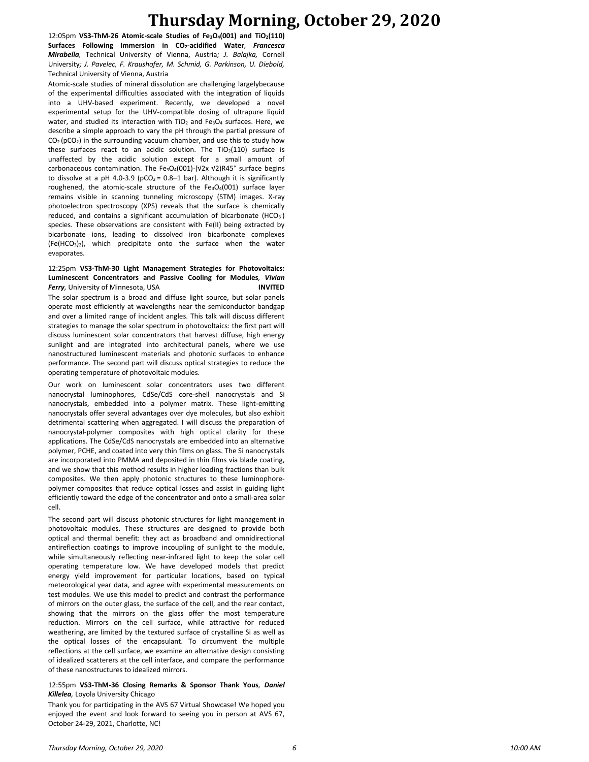# Thursday Morning, October 29, 2020

12:05pm **VS3-ThM-26 Atomic-scale Studies of $Fe_3O_4$(001) and $TiO_2$(110) Surfaces Following Immersion in $CO_2$-acidified Water**, ***Francesca Mirabella,*** Technical University of Vienna, Austria*; J. Balajka,* Cornell University*; J. Pavelec, F. Kraushofer, M. Schmid, G. Parkinson, U. Diebold,* Technical University of Vienna, Austria

Atomic-scale studies of mineral dissolution are challenging largelybecause of the experimental difficulties associated with the integration of liquids into a UHV-based experiment. Recently, we developed a novel experimental setup for the UHV-compatible dosing of ultrapure liquid water, and studied its interaction with $TiO_2$ and $Fe_3O_4$ surfaces. Here, we describe a simple approach to vary the pH through the partial pressure of $CO_2$ ($pCO_2$) in the surrounding vacuum chamber, and use this to study how these surfaces react to an acidic solution. The $TiO_2$(110) surface is unaffected by the acidic solution except for a small amount of carbonaceous contamination. The $Fe_3O_4$(001)-(√2x √2)R45° surface begins to dissolve at a pH 4.0-3.9 ($pCO_2$ = 0.8–1 bar). Although it is significantly roughened, the atomic-scale structure of the $Fe_3O_4$(001) surface layer remains visible in scanning tunneling microscopy (STM) images. X-ray photoelectron spectroscopy (XPS) reveals that the surface is chemically reduced, and contains a significant accumulation of bicarbonate ($HCO_3^-$) species. These observations are consistent with Fe(II) being extracted by bicarbonate ions, leading to dissolved iron bicarbonate complexes ($Fe(HCO_3)_2$), which precipitate onto the surface when the water evaporates.

12:25pm **VS3-ThM-30 Light Management Strategies for Photovoltaics: Luminescent Concentrators and Passive Cooling for Modules**, ***Vivian Ferry,*** University of Minnesota, USA **INVITED**

The solar spectrum is a broad and diffuse light source, but solar panels operate most efficiently at wavelengths near the semiconductor bandgap and over a limited range of incident angles. This talk will discuss different strategies to manage the solar spectrum in photovoltaics: the first part will discuss luminescent solar concentrators that harvest diffuse, high energy sunlight and are integrated into architectural panels, where we use nanostructured luminescent materials and photonic surfaces to enhance performance. The second part will discuss optical strategies to reduce the operating temperature of photovoltaic modules.

Our work on luminescent solar concentrators uses two different nanocrystal luminophores, CdSe/CdS core-shell nanocrystals and Si nanocrystals, embedded into a polymer matrix. These light-emitting nanocrystals offer several advantages over dye molecules, but also exhibit detrimental scattering when aggregated. I will discuss the preparation of nanocrystal-polymer composites with high optical clarity for these applications. The CdSe/CdS nanocrystals are embedded into an alternative polymer, PCHE, and coated into very thin films on glass. The Si nanocrystals are incorporated into PMMA and deposited in thin films via blade coating, and we show that this method results in higher loading fractions than bulk composites. We then apply photonic structures to these luminophore-polymer composites that reduce optical losses and assist in guiding light efficiently toward the edge of the concentrator and onto a small-area solar cell.

The second part will discuss photonic structures for light management in photovoltaic modules. These structures are designed to provide both optical and thermal benefit: they act as broadband and omnidirectional antireflection coatings to improve incoupling of sunlight to the module, while simultaneously reflecting near-infrared light to keep the solar cell operating temperature low. We have developed models that predict energy yield improvement for particular locations, based on typical meteorological year data, and agree with experimental measurements on test modules. We use this model to predict and contrast the performance of mirrors on the outer glass, the surface of the cell, and the rear contact, showing that the mirrors on the glass offer the most temperature reduction. Mirrors on the cell surface, while attractive for reduced weathering, are limited by the textured surface of crystalline Si as well as the optical losses of the encapsulant. To circumvent the multiple reflections at the cell surface, we examine an alternative design consisting of idealized scatterers at the cell interface, and compare the performance of these nanostructures to idealized mirrors.

12:55pm **VS3-ThM-36 Closing Remarks & Sponsor Thank Yous**, ***Daniel Killelea,*** Loyola University Chicago

Thank you for participating in the AVS 67 Virtual Showcase! We hoped you enjoyed the event and look forward to seeing you in person at AVS 67, October 24-29, 2021, Charlotte, NC!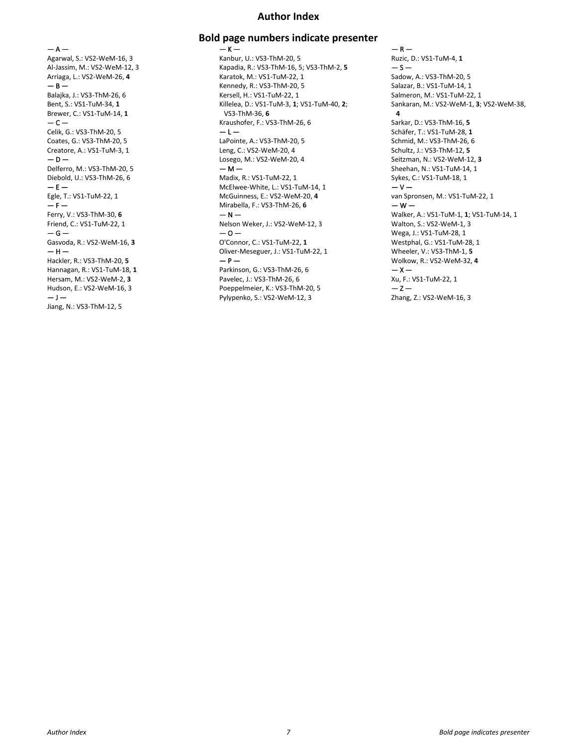# Author Index

## Bold page numbers indicate presenter

— A —
Agarwal, S.: VS2-WeM-16, 3
Al-Jassim, M.: VS2-WeM-12, 3
Arriaga, L.: VS2-WeM-26, **4**
— B —
Balajka, J.: VS3-ThM-26, 6
Bent, S.: VS1-TuM-34, **1**
Brewer, C.: VS1-TuM-14, **1**
— C —
Celik, G.: VS3-ThM-20, 5
Coates, G.: VS3-ThM-20, 5
Creatore, A.: VS1-TuM-3, 1
— D —
Delferro, M.: VS3-ThM-20, 5
Diebold, U.: VS3-ThM-26, 6
— E —
Egle, T.: VS1-TuM-22, 1
— F —
Ferry, V.: VS3-ThM-30, **6**
Friend, C.: VS1-TuM-22, 1
— G —
Gasvoda, R.: VS2-WeM-16, **3**
— H —
Hackler, R.: VS3-ThM-20, **5**
Hannagan, R.: VS1-TuM-18, **1**
Hersam, M.: VS2-WeM-2, **3**
Hudson, E.: VS2-WeM-16, 3
— J —
Jiang, N.: VS3-ThM-12, 5
— K —
Kanbur, U.: VS3-ThM-20, 5
Kapadia, R.: VS3-ThM-16, 5; VS3-ThM-2, **5**
Karatok, M.: VS1-TuM-22, 1
Kennedy, R.: VS3-ThM-20, 5
Kersell, H.: VS1-TuM-22, 1
Killelea, D.: VS1-TuM-3, **1**; VS1-TuM-40, **2**; VS3-ThM-36, **6**
Kraushofer, F.: VS3-ThM-26, 6
— L —
LaPointe, A.: VS3-ThM-20, 5
Leng, C.: VS2-WeM-20, 4
Losego, M.: VS2-WeM-20, 4
— M —
Madix, R.: VS1-TuM-22, 1
McElwee-White, L.: VS1-TuM-14, 1
McGuinness, E.: VS2-WeM-20, **4**
Mirabella, F.: VS3-ThM-26, **6**
— N —
Nelson Weker, J.: VS2-WeM-12, 3
— O —
O'Connor, C.: VS1-TuM-22, **1**
Oliver-Meseguer, J.: VS1-TuM-22, 1
— P —
Parkinson, G.: VS3-ThM-26, 6
Pavelec, J.: VS3-ThM-26, 6
Poeppelmeier, K.: VS3-ThM-20, 5
Pylypenko, S.: VS2-WeM-12, 3
— R —
Ruzic, D.: VS1-TuM-4, **1**
— S —
Sadow, A.: VS3-ThM-20, 5
Salazar, B.: VS1-TuM-14, 1
Salmeron, M.: VS1-TuM-22, 1
Sankaran, M.: VS2-WeM-1, **3**; VS2-WeM-38, **4**
Sarkar, D.: VS3-ThM-16, **5**
Schäfer, T.: VS1-TuM-28, **1**
Schmid, M.: VS3-ThM-26, 6
Schultz, J.: VS3-ThM-12, **5**
Seitzman, N.: VS2-WeM-12, **3**
Sheehan, N.: VS1-TuM-14, 1
Sykes, C.: VS1-TuM-18, 1
— V —
van Spronsen, M.: VS1-TuM-22, 1
— W —
Walker, A.: VS1-TuM-1, **1**; VS1-TuM-14, 1
Walton, S.: VS2-WeM-1, 3
Wega, J.: VS1-TuM-28, 1
Westphal, G.: VS1-TuM-28, 1
Wheeler, V.: VS3-ThM-1, **5**
Wolkow, R.: VS2-WeM-32, **4**
— X —
Xu, F.: VS1-TuM-22, 1
— Z —
Zhang, Z.: VS2-WeM-16, 3